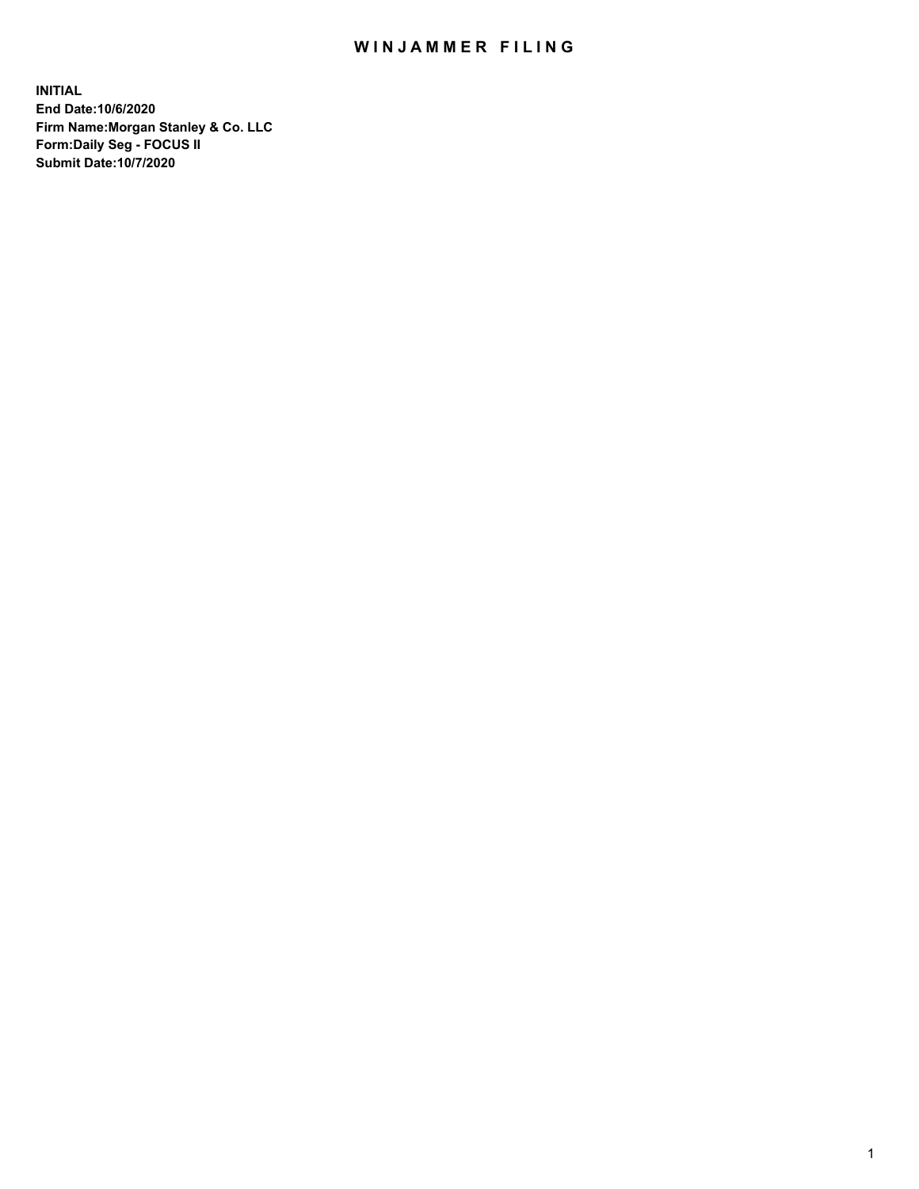# WINJAMMER FILING

**INITIAL**
**End Date:10/6/2020**
**Firm Name:Morgan Stanley & Co. LLC**
**Form:Daily Seg - FOCUS II**
**Submit Date:10/7/2020**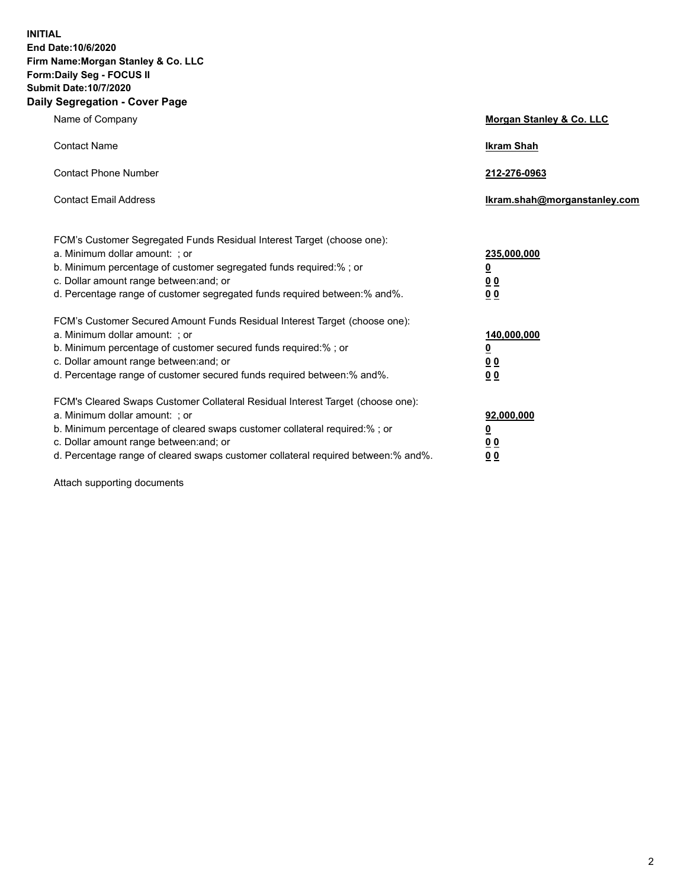**INITIAL**
**End Date:10/6/2020**
**Firm Name:Morgan Stanley & Co. LLC**
**Form:Daily Seg - FOCUS II**
**Submit Date:10/7/2020**

## Daily Segregation - Cover Page

| | |
|---|---|
| Name of Company | **Morgan Stanley & Co. LLC** |
| Contact Name | **Ikram Shah** |
| Contact Phone Number | **212-276-0963** |
| Contact Email Address | **Ikram.shah@morganstanley.com** |

| | |
|---|---|
| FCM's Customer Segregated Funds Residual Interest Target (choose one): | |
| a. Minimum dollar amount: ; or | **235,000,000** |
| b. Minimum percentage of customer segregated funds required:% ; or | **0** |
| c. Dollar amount range between:and; or | **0 0** |
| d. Percentage range of customer segregated funds required between:% and%. | **0 0** |
| FCM's Customer Secured Amount Funds Residual Interest Target (choose one): | |
| a. Minimum dollar amount: ; or | **140,000,000** |
| b. Minimum percentage of customer secured funds required:% ; or | **0** |
| c. Dollar amount range between:and; or | **0 0** |
| d. Percentage range of customer secured funds required between:% and%. | **0 0** |
| FCM's Cleared Swaps Customer Collateral Residual Interest Target (choose one): | |
| a. Minimum dollar amount: ; or | **92,000,000** |
| b. Minimum percentage of cleared swaps customer collateral required:% ; or | **0** |
| c. Dollar amount range between:and; or | **0 0** |
| d. Percentage range of cleared swaps customer collateral required between:% and%. | **0 0** |

Attach supporting documents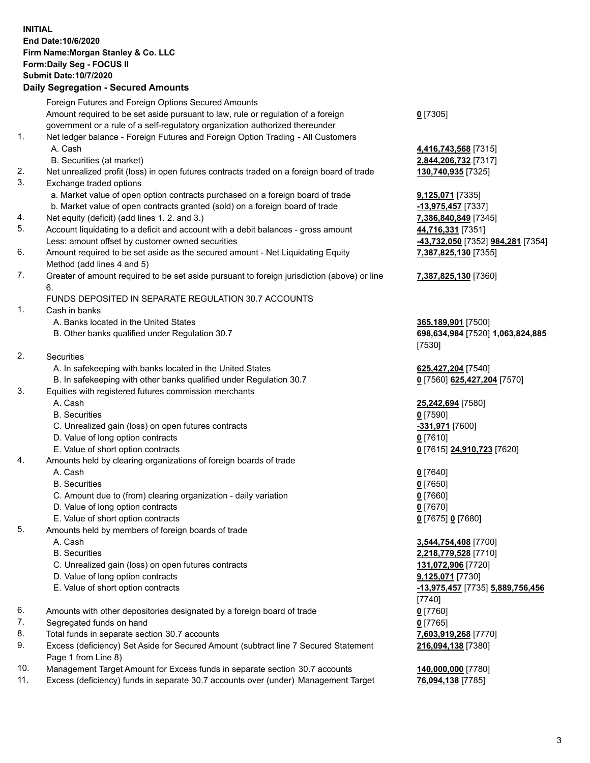**INITIAL**
**End Date:10/6/2020**
**Firm Name:Morgan Stanley & Co. LLC**
**Form:Daily Seg - FOCUS II**
**Submit Date:10/7/2020**

## Daily Segregation - Secured Amounts

| | | |
|---|---|---|
| | Foreign Futures and Foreign Options Secured Amounts | |
| | Amount required to be set aside pursuant to law, rule or regulation of a foreign government or a rule of a self-regulatory organization authorized thereunder | **0** [7305] |
| 1. | Net ledger balance - Foreign Futures and Foreign Option Trading - All Customers | |
| | A. Cash | **4,416,743,568** [7315] |
| | B. Securities (at market) | **2,844,206,732** [7317] |
| 2. | Net unrealized profit (loss) in open futures contracts traded on a foreign board of trade | **130,740,935** [7325] |
| 3. | Exchange traded options | |
| | a. Market value of open option contracts purchased on a foreign board of trade | **9,125,071** [7335] |
| | b. Market value of open contracts granted (sold) on a foreign board of trade | **-13,975,457** [7337] |
| 4. | Net equity (deficit) (add lines 1. 2. and 3.) | **7,386,840,849** [7345] |
| 5. | Account liquidating to a deficit and account with a debit balances - gross amount | **44,716,331** [7351] |
| | Less: amount offset by customer owned securities | **-43,732,050** [7352] **984,281** [7354] |
| 6. | Amount required to be set aside as the secured amount - Net Liquidating Equity Method (add lines 4 and 5) | **7,387,825,130** [7355] |
| 7. | Greater of amount required to be set aside pursuant to foreign jurisdiction (above) or line 6. | **7,387,825,130** [7360] |
| | FUNDS DEPOSITED IN SEPARATE REGULATION 30.7 ACCOUNTS | |
| 1. | Cash in banks | |
| | A. Banks located in the United States | **365,189,901** [7500] |
| | B. Other banks qualified under Regulation 30.7 | **698,634,984** [7520] **1,063,824,885** [7530] |
| 2. | Securities | |
| | A. In safekeeping with banks located in the United States | **625,427,204** [7540] |
| | B. In safekeeping with other banks qualified under Regulation 30.7 | **0** [7560] **625,427,204** [7570] |
| 3. | Equities with registered futures commission merchants | |
| | A. Cash | **25,242,694** [7580] |
| | B. Securities | **0** [7590] |
| | C. Unrealized gain (loss) on open futures contracts | **-331,971** [7600] |
| | D. Value of long option contracts | **0** [7610] |
| | E. Value of short option contracts | **0** [7615] **24,910,723** [7620] |
| 4. | Amounts held by clearing organizations of foreign boards of trade | |
| | A. Cash | **0** [7640] |
| | B. Securities | **0** [7650] |
| | C. Amount due to (from) clearing organization - daily variation | **0** [7660] |
| | D. Value of long option contracts | **0** [7670] |
| | E. Value of short option contracts | **0** [7675] **0** [7680] |
| 5. | Amounts held by members of foreign boards of trade | |
| | A. Cash | **3,544,754,408** [7700] |
| | B. Securities | **2,218,779,528** [7710] |
| | C. Unrealized gain (loss) on open futures contracts | **131,072,906** [7720] |
| | D. Value of long option contracts | **9,125,071** [7730] |
| | E. Value of short option contracts | **-13,975,457** [7735] **5,889,756,456** [7740] |
| 6. | Amounts with other depositories designated by a foreign board of trade | **0** [7760] |
| 7. | Segregated funds on hand | **0** [7765] |
| 8. | Total funds in separate section 30.7 accounts | **7,603,919,268** [7770] |
| 9. | Excess (deficiency) Set Aside for Secured Amount (subtract line 7 Secured Statement Page 1 from Line 8) | **216,094,138** [7380] |
| 10. | Management Target Amount for Excess funds in separate section 30.7 accounts | **140,000,000** [7780] |
| 11. | Excess (deficiency) funds in separate 30.7 accounts over (under) Management Target | **76,094,138** [7785] |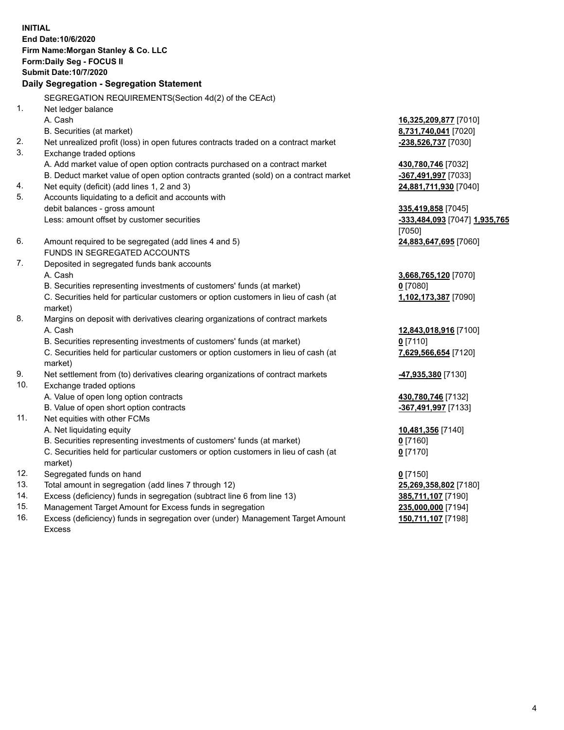**INITIAL**
**End Date:10/6/2020**
**Firm Name:Morgan Stanley & Co. LLC**
**Form:Daily Seg - FOCUS II**
**Submit Date:10/7/2020**

**Daily Segregation - Segregation Statement**

SEGREGATION REQUIREMENTS(Section 4d(2) of the CEAct)

| | | |
|---|---|---|
| 1. | Net ledger balance | |
| | A. Cash | **16,325,209,877** [7010] |
| | B. Securities (at market) | **8,731,740,041** [7020] |
| 2. | Net unrealized profit (loss) in open futures contracts traded on a contract market | **-238,526,737** [7030] |
| 3. | Exchange traded options | |
| | A. Add market value of open option contracts purchased on a contract market | **430,780,746** [7032] |
| | B. Deduct market value of open option contracts granted (sold) on a contract market | **-367,491,997** [7033] |
| 4. | Net equity (deficit) (add lines 1, 2 and 3) | **24,881,711,930** [7040] |
| 5. | Accounts liquidating to a deficit and accounts with debit balances - gross amount | **335,419,858** [7045] |
| | Less: amount offset by customer securities | **-333,484,093** [7047] **1,935,765** [7050] |
| 6. | Amount required to be segregated (add lines 4 and 5) | **24,883,647,695** [7060] |
| | FUNDS IN SEGREGATED ACCOUNTS | |
| 7. | Deposited in segregated funds bank accounts | |
| | A. Cash | **3,668,765,120** [7070] |
| | B. Securities representing investments of customers' funds (at market) | **0** [7080] |
| | C. Securities held for particular customers or option customers in lieu of cash (at market) | **1,102,173,387** [7090] |
| 8. | Margins on deposit with derivatives clearing organizations of contract markets | |
| | A. Cash | **12,843,018,916** [7100] |
| | B. Securities representing investments of customers' funds (at market) | **0** [7110] |
| | C. Securities held for particular customers or option customers in lieu of cash (at market) | **7,629,566,654** [7120] |
| 9. | Net settlement from (to) derivatives clearing organizations of contract markets | **-47,935,380** [7130] |
| 10. | Exchange traded options | |
| | A. Value of open long option contracts | **430,780,746** [7132] |
| | B. Value of open short option contracts | **-367,491,997** [7133] |
| 11. | Net equities with other FCMs | |
| | A. Net liquidating equity | **10,481,356** [7140] |
| | B. Securities representing investments of customers' funds (at market) | **0** [7160] |
| | C. Securities held for particular customers or option customers in lieu of cash (at market) | **0** [7170] |
| 12. | Segregated funds on hand | **0** [7150] |
| 13. | Total amount in segregation (add lines 7 through 12) | **25,269,358,802** [7180] |
| 14. | Excess (deficiency) funds in segregation (subtract line 6 from line 13) | **385,711,107** [7190] |
| 15. | Management Target Amount for Excess funds in segregation | **235,000,000** [7194] |
| 16. | Excess (deficiency) funds in segregation over (under) Management Target Amount Excess | **150,711,107** [7198] |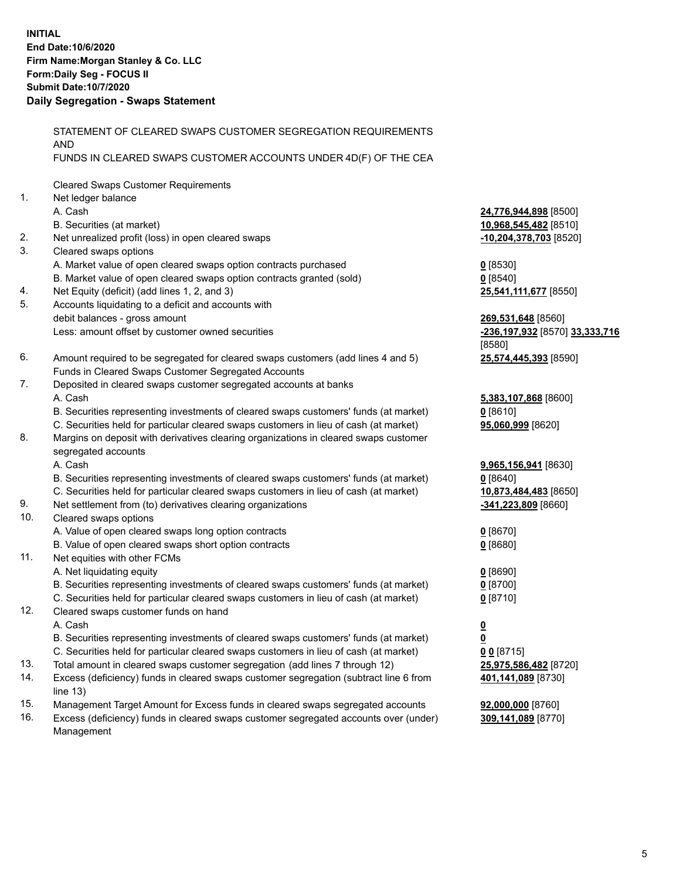**INITIAL**
**End Date:10/6/2020**
**Firm Name:Morgan Stanley & Co. LLC**
**Form:Daily Seg - FOCUS II**
**Submit Date:10/7/2020**
**Daily Segregation - Swaps Statement**

STATEMENT OF CLEARED SWAPS CUSTOMER SEGREGATION REQUIREMENTS AND FUNDS IN CLEARED SWAPS CUSTOMER ACCOUNTS UNDER 4D(F) OF THE CEA

| | | |
|---|---|---|
| | Cleared Swaps Customer Requirements | |
| 1. | Net ledger balance | |
| | A. Cash | **24,776,944,898** [8500] |
| | B. Securities (at market) | **10,968,545,482** [8510] |
| 2. | Net unrealized profit (loss) in open cleared swaps | **-10,204,378,703** [8520] |
| 3. | Cleared swaps options | |
| | A. Market value of open cleared swaps option contracts purchased | **0** [8530] |
| | B. Market value of open cleared swaps option contracts granted (sold) | **0** [8540] |
| 4. | Net Equity (deficit) (add lines 1, 2, and 3) | **25,541,111,677** [8550] |
| 5. | Accounts liquidating to a deficit and accounts with debit balances - gross amount | **269,531,648** [8560] |
| | Less: amount offset by customer owned securities | **-236,197,932** [8570] **33,333,716** [8580] |
| 6. | Amount required to be segregated for cleared swaps customers (add lines 4 and 5) | **25,574,445,393** [8590] |
| | Funds in Cleared Swaps Customer Segregated Accounts | |
| 7. | Deposited in cleared swaps customer segregated accounts at banks | |
| | A. Cash | **5,383,107,868** [8600] |
| | B. Securities representing investments of cleared swaps customers' funds (at market) | **0** [8610] |
| | C. Securities held for particular cleared swaps customers in lieu of cash (at market) | **95,060,999** [8620] |
| 8. | Margins on deposit with derivatives clearing organizations in cleared swaps customer segregated accounts | |
| | A. Cash | **9,965,156,941** [8630] |
| | B. Securities representing investments of cleared swaps customers' funds (at market) | **0** [8640] |
| | C. Securities held for particular cleared swaps customers in lieu of cash (at market) | **10,873,484,483** [8650] |
| 9. | Net settlement from (to) derivatives clearing organizations | **-341,223,809** [8660] |
| 10. | Cleared swaps options | |
| | A. Value of open cleared swaps long option contracts | **0** [8670] |
| | B. Value of open cleared swaps short option contracts | **0** [8680] |
| 11. | Net equities with other FCMs | |
| | A. Net liquidating equity | **0** [8690] |
| | B. Securities representing investments of cleared swaps customers' funds (at market) | **0** [8700] |
| | C. Securities held for particular cleared swaps customers in lieu of cash (at market) | **0** [8710] |
| 12. | Cleared swaps customer funds on hand | |
| | A. Cash | **0** |
| | B. Securities representing investments of cleared swaps customers' funds (at market) | **0** |
| | C. Securities held for particular cleared swaps customers in lieu of cash (at market) | **0** **0** [8715] |
| 13. | Total amount in cleared swaps customer segregation (add lines 7 through 12) | **25,975,586,482** [8720] |
| 14. | Excess (deficiency) funds in cleared swaps customer segregation (subtract line 6 from line 13) | **401,141,089** [8730] |
| 15. | Management Target Amount for Excess funds in cleared swaps segregated accounts | **92,000,000** [8760] |
| 16. | Excess (deficiency) funds in cleared swaps customer segregated accounts over (under) Management | **309,141,089** [8770] |